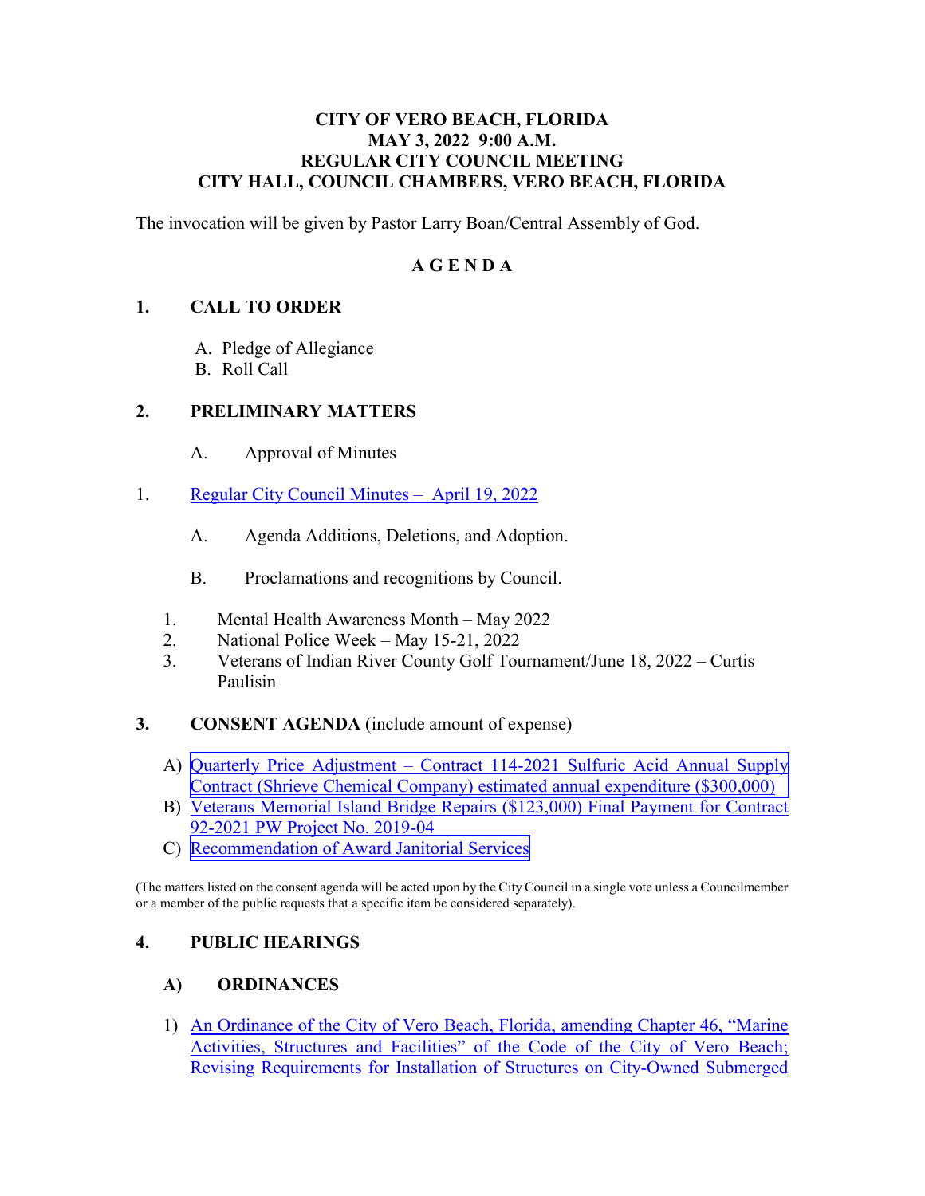**CITY OF VERO BEACH, FLORIDA**
**MAY 3, 2022 9:00 A.M.**
**REGULAR CITY COUNCIL MEETING**
**CITY HALL, COUNCIL CHAMBERS, VERO BEACH, FLORIDA**

The invocation will be given by Pastor Larry Boan/Central Assembly of God.

# A G E N D A

## 1. CALL TO ORDER

A. Pledge of Allegiance
B. Roll Call

## 2. PRELIMINARY MATTERS

A. Approval of Minutes

1. Regular City Council Minutes – April 19, 2022

A. Agenda Additions, Deletions, and Adoption.

B. Proclamations and recognitions by Council.

1. Mental Health Awareness Month – May 2022
2. National Police Week – May 15-21, 2022
3. Veterans of Indian River County Golf Tournament/June 18, 2022 – Curtis Paulisin

## 3. CONSENT AGENDA (include amount of expense)

A) Quarterly Price Adjustment – Contract 114-2021 Sulfuric Acid Annual Supply Contract (Shrieve Chemical Company) estimated annual expenditure ($300,000)
B) Veterans Memorial Island Bridge Repairs ($123,000) Final Payment for Contract 92-2021 PW Project No. 2019-04
C) Recommendation of Award Janitorial Services

(The matters listed on the consent agenda will be acted upon by the City Council in a single vote unless a Councilmember or a member of the public requests that a specific item be considered separately).

## 4. PUBLIC HEARINGS

### A) ORDINANCES

1) An Ordinance of the City of Vero Beach, Florida, amending Chapter 46, "Marine Activities, Structures and Facilities" of the Code of the City of Vero Beach; Revising Requirements for Installation of Structures on City-Owned Submerged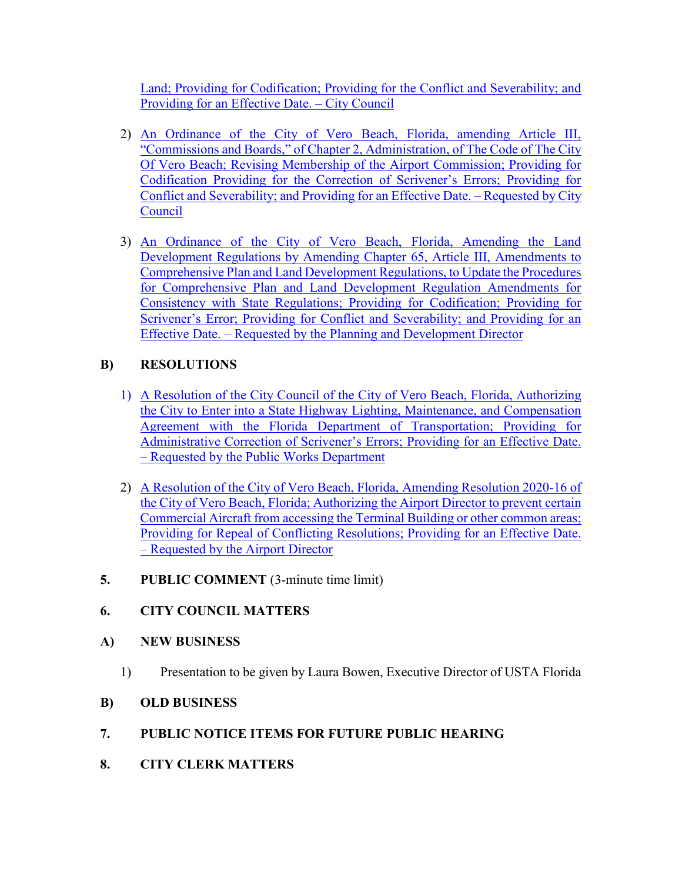Land; Providing for Codification; Providing for the Conflict and Severability; and Providing for an Effective Date. – City Council

2) An Ordinance of the City of Vero Beach, Florida, amending Article III, "Commissions and Boards," of Chapter 2, Administration, of The Code of The City Of Vero Beach; Revising Membership of the Airport Commission; Providing for Codification Providing for the Correction of Scrivener's Errors; Providing for Conflict and Severability; and Providing for an Effective Date. – Requested by City Council

3) An Ordinance of the City of Vero Beach, Florida, Amending the Land Development Regulations by Amending Chapter 65, Article III, Amendments to Comprehensive Plan and Land Development Regulations, to Update the Procedures for Comprehensive Plan and Land Development Regulation Amendments for Consistency with State Regulations; Providing for Codification; Providing for Scrivener's Error; Providing for Conflict and Severability; and Providing for an Effective Date. – Requested by the Planning and Development Director

**B) RESOLUTIONS**

1) A Resolution of the City Council of the City of Vero Beach, Florida, Authorizing the City to Enter into a State Highway Lighting, Maintenance, and Compensation Agreement with the Florida Department of Transportation; Providing for Administrative Correction of Scrivener's Errors; Providing for an Effective Date. – Requested by the Public Works Department

2) A Resolution of the City of Vero Beach, Florida, Amending Resolution 2020-16 of the City of Vero Beach, Florida; Authorizing the Airport Director to prevent certain Commercial Aircraft from accessing the Terminal Building or other common areas; Providing for Repeal of Conflicting Resolutions; Providing for an Effective Date. – Requested by the Airport Director

**5. PUBLIC COMMENT** (3-minute time limit)

**6. CITY COUNCIL MATTERS**

**A) NEW BUSINESS**

1) Presentation to be given by Laura Bowen, Executive Director of USTA Florida

**B) OLD BUSINESS**

**7. PUBLIC NOTICE ITEMS FOR FUTURE PUBLIC HEARING**

**8. CITY CLERK MATTERS**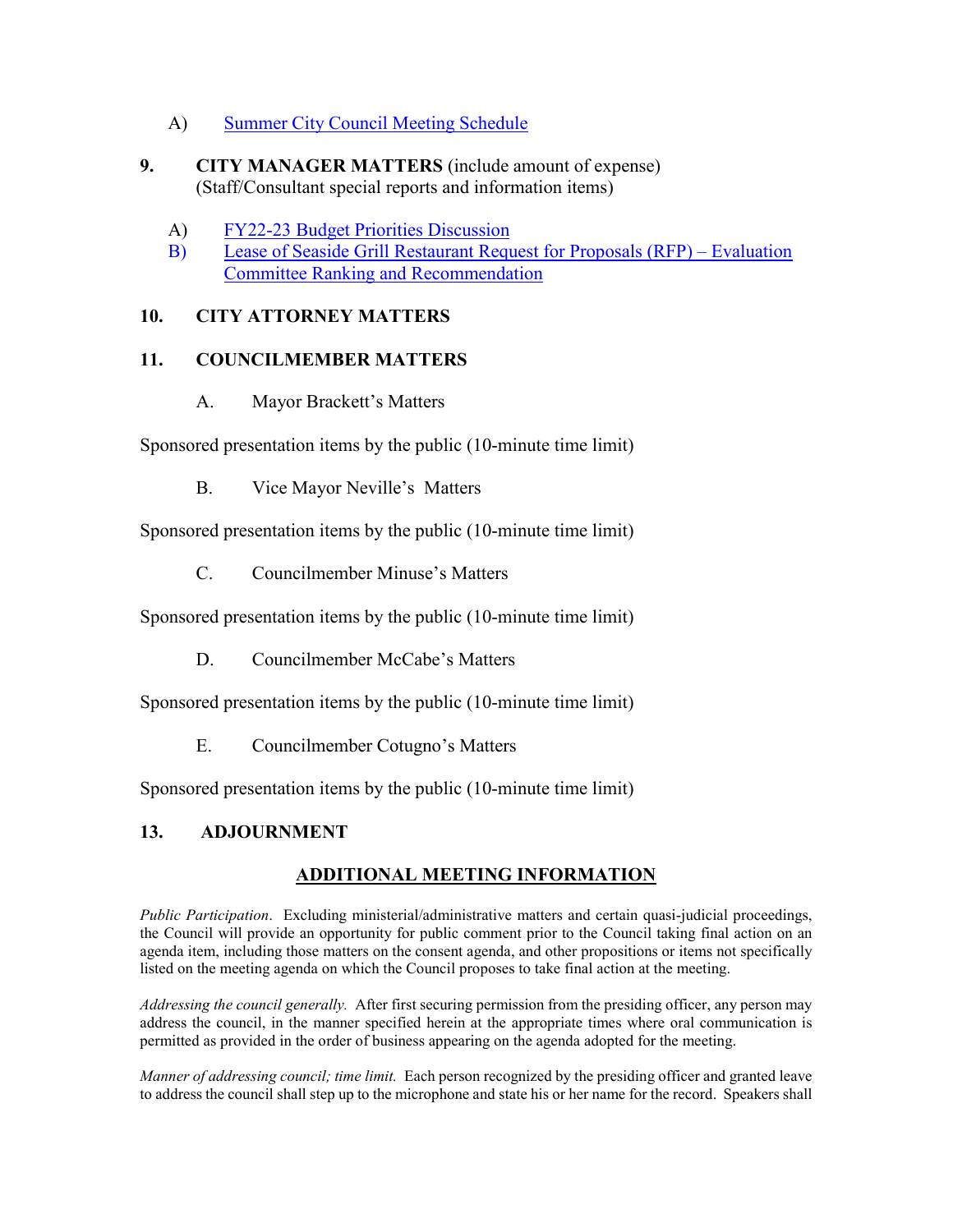A) Summer City Council Meeting Schedule

**9. CITY MANAGER MATTERS** (include amount of expense)
(Staff/Consultant special reports and information items)

A) FY22-23 Budget Priorities Discussion
B) Lease of Seaside Grill Restaurant Request for Proposals (RFP) – Evaluation Committee Ranking and Recommendation

**10. CITY ATTORNEY MATTERS**

**11. COUNCILMEMBER MATTERS**

A. Mayor Brackett's Matters

Sponsored presentation items by the public (10-minute time limit)

B. Vice Mayor Neville's Matters

Sponsored presentation items by the public (10-minute time limit)

C. Councilmember Minuse's Matters

Sponsored presentation items by the public (10-minute time limit)

D. Councilmember McCabe's Matters

Sponsored presentation items by the public (10-minute time limit)

E. Councilmember Cotugno's Matters

Sponsored presentation items by the public (10-minute time limit)

**13. ADJOURNMENT**

## ADDITIONAL MEETING INFORMATION

*Public Participation*. Excluding ministerial/administrative matters and certain quasi-judicial proceedings, the Council will provide an opportunity for public comment prior to the Council taking final action on an agenda item, including those matters on the consent agenda, and other propositions or items not specifically listed on the meeting agenda on which the Council proposes to take final action at the meeting.

*Addressing the council generally.* After first securing permission from the presiding officer, any person may address the council, in the manner specified herein at the appropriate times where oral communication is permitted as provided in the order of business appearing on the agenda adopted for the meeting.

*Manner of addressing council; time limit.* Each person recognized by the presiding officer and granted leave to address the council shall step up to the microphone and state his or her name for the record. Speakers shall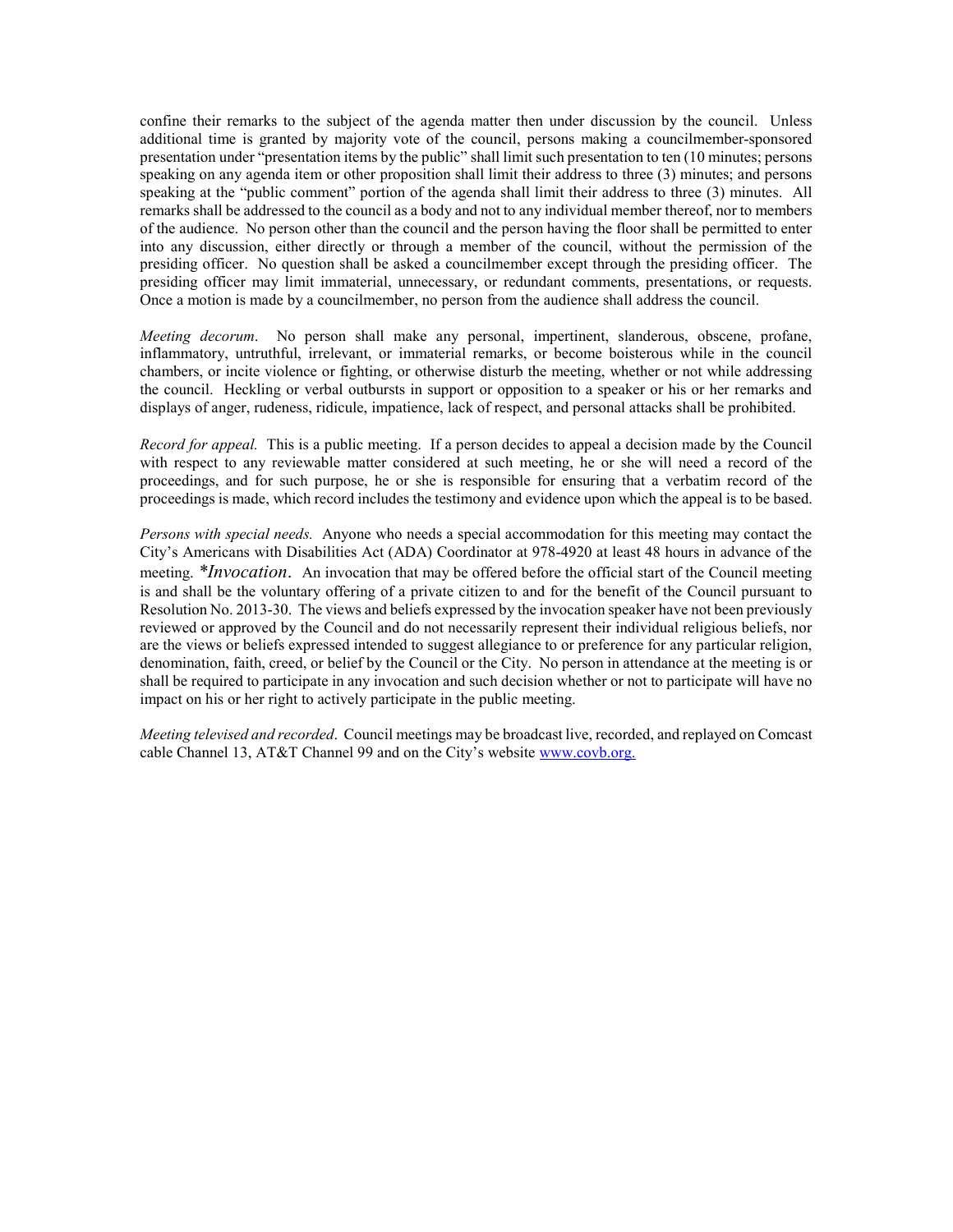confine their remarks to the subject of the agenda matter then under discussion by the council. Unless additional time is granted by majority vote of the council, persons making a councilmember-sponsored presentation under "presentation items by the public" shall limit such presentation to ten (10 minutes; persons speaking on any agenda item or other proposition shall limit their address to three (3) minutes; and persons speaking at the "public comment" portion of the agenda shall limit their address to three (3) minutes. All remarks shall be addressed to the council as a body and not to any individual member thereof, nor to members of the audience. No person other than the council and the person having the floor shall be permitted to enter into any discussion, either directly or through a member of the council, without the permission of the presiding officer. No question shall be asked a councilmember except through the presiding officer. The presiding officer may limit immaterial, unnecessary, or redundant comments, presentations, or requests. Once a motion is made by a councilmember, no person from the audience shall address the council.

*Meeting decorum*. No person shall make any personal, impertinent, slanderous, obscene, profane, inflammatory, untruthful, irrelevant, or immaterial remarks, or become boisterous while in the council chambers, or incite violence or fighting, or otherwise disturb the meeting, whether or not while addressing the council. Heckling or verbal outbursts in support or opposition to a speaker or his or her remarks and displays of anger, rudeness, ridicule, impatience, lack of respect, and personal attacks shall be prohibited.

*Record for appeal.* This is a public meeting. If a person decides to appeal a decision made by the Council with respect to any reviewable matter considered at such meeting, he or she will need a record of the proceedings, and for such purpose, he or she is responsible for ensuring that a verbatim record of the proceedings is made, which record includes the testimony and evidence upon which the appeal is to be based.

*Persons with special needs.* Anyone who needs a special accommodation for this meeting may contact the City's Americans with Disabilities Act (ADA) Coordinator at 978-4920 at least 48 hours in advance of the meeting. *\*Invocation*. An invocation that may be offered before the official start of the Council meeting is and shall be the voluntary offering of a private citizen to and for the benefit of the Council pursuant to Resolution No. 2013-30. The views and beliefs expressed by the invocation speaker have not been previously reviewed or approved by the Council and do not necessarily represent their individual religious beliefs, nor are the views or beliefs expressed intended to suggest allegiance to or preference for any particular religion, denomination, faith, creed, or belief by the Council or the City. No person in attendance at the meeting is or shall be required to participate in any invocation and such decision whether or not to participate will have no impact on his or her right to actively participate in the public meeting.

*Meeting televised and recorded*. Council meetings may be broadcast live, recorded, and replayed on Comcast cable Channel 13, AT&T Channel 99 and on the City's website [www.covb.org.](http://www.covb.org)